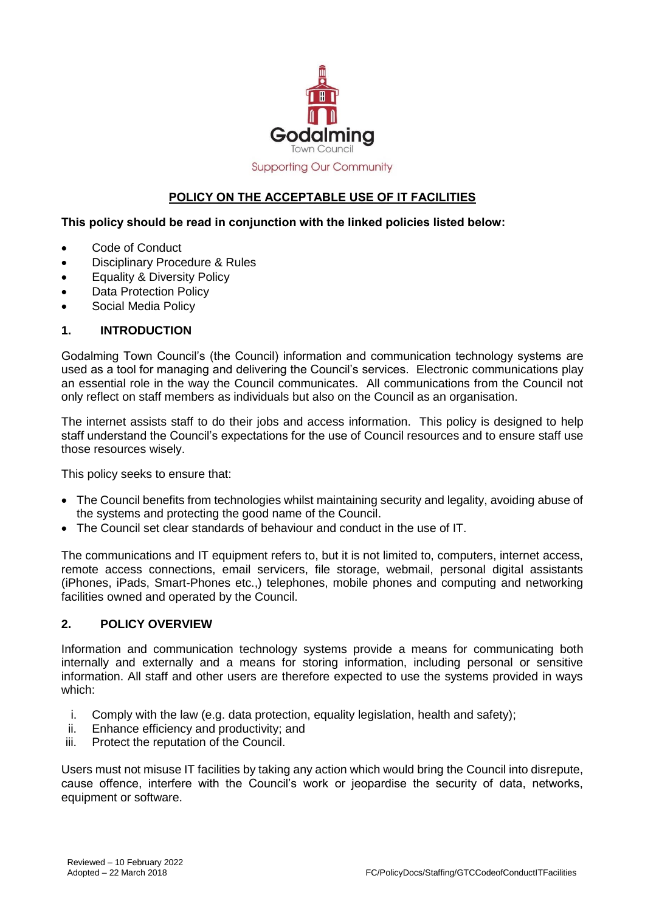Godalming

Town Council

Supporting Our Community

# POLICY ON THE ACCEPTABLE USE OF IT FACILITIES

**This policy should be read in conjunction with the linked policies listed below:**

- Code of Conduct
- Disciplinary Procedure & Rules
- Equality & Diversity Policy
- Data Protection Policy
- Social Media Policy

## 1. INTRODUCTION

Godalming Town Council's (the Council) information and communication technology systems are used as a tool for managing and delivering the Council's services. Electronic communications play an essential role in the way the Council communicates. All communications from the Council not only reflect on staff members as individuals but also on the Council as an organisation.

The internet assists staff to do their jobs and access information. This policy is designed to help staff understand the Council's expectations for the use of Council resources and to ensure staff use those resources wisely.

This policy seeks to ensure that:

- The Council benefits from technologies whilst maintaining security and legality, avoiding abuse of the systems and protecting the good name of the Council.
- The Council set clear standards of behaviour and conduct in the use of IT.

The communications and IT equipment refers to, but it is not limited to, computers, internet access, remote access connections, email servicers, file storage, webmail, personal digital assistants (iPhones, iPads, Smart-Phones etc.,) telephones, mobile phones and computing and networking facilities owned and operated by the Council.

## 2. POLICY OVERVIEW

Information and communication technology systems provide a means for communicating both internally and externally and a means for storing information, including personal or sensitive information. All staff and other users are therefore expected to use the systems provided in ways which:

i. Comply with the law (e.g. data protection, equality legislation, health and safety);
ii. Enhance efficiency and productivity; and
iii. Protect the reputation of the Council.

Users must not misuse IT facilities by taking any action which would bring the Council into disrepute, cause offence, interfere with the Council's work or jeopardise the security of data, networks, equipment or software.

Reviewed – 10 February 2022
Adopted – 22 March 2018

FC/PolicyDocs/Staffing/GTCCodeofConductITFacilities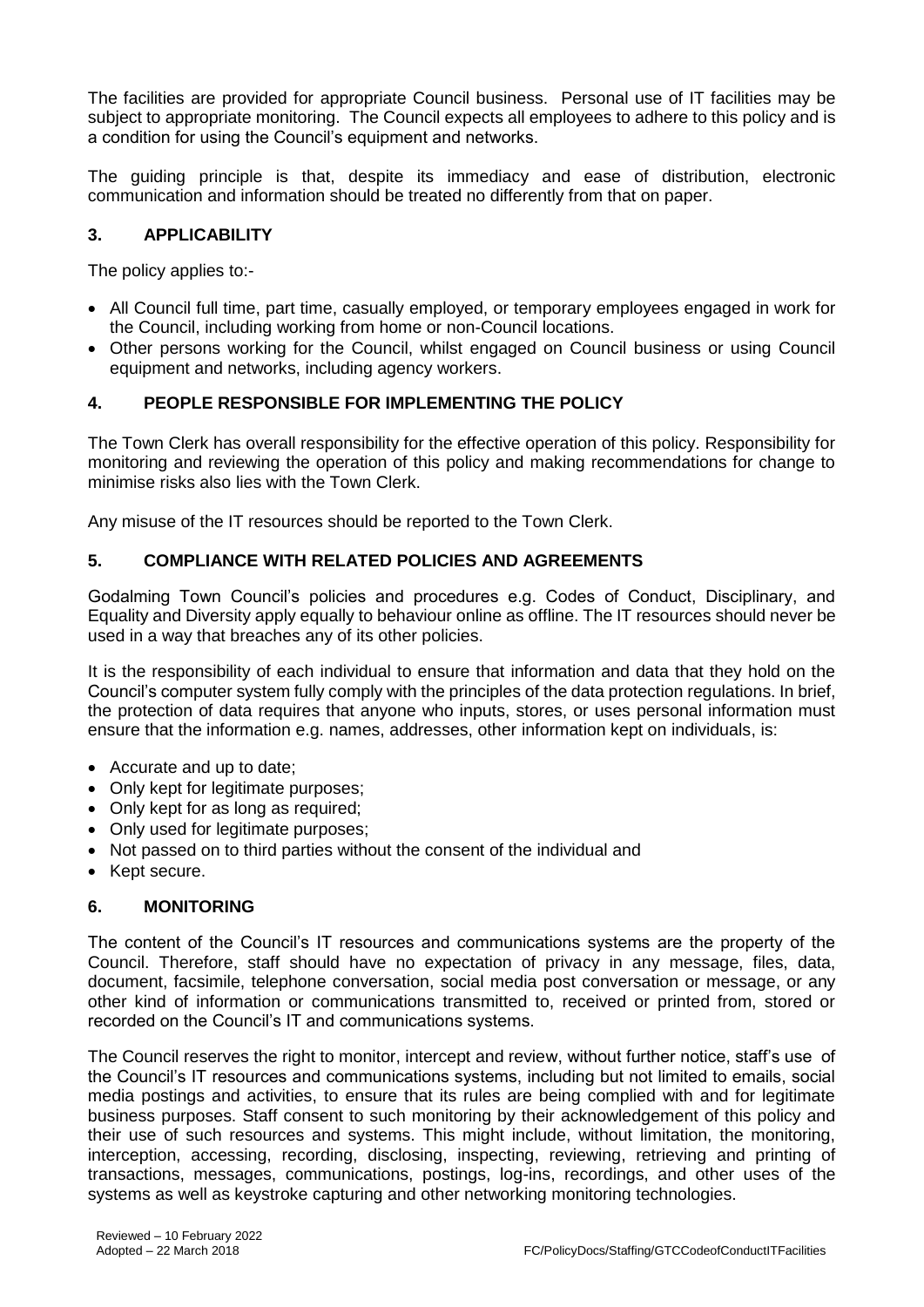The facilities are provided for appropriate Council business. Personal use of IT facilities may be subject to appropriate monitoring. The Council expects all employees to adhere to this policy and is a condition for using the Council's equipment and networks.

The guiding principle is that, despite its immediacy and ease of distribution, electronic communication and information should be treated no differently from that on paper.

## 3. APPLICABILITY

The policy applies to:-

- All Council full time, part time, casually employed, or temporary employees engaged in work for the Council, including working from home or non-Council locations.
- Other persons working for the Council, whilst engaged on Council business or using Council equipment and networks, including agency workers.

## 4. PEOPLE RESPONSIBLE FOR IMPLEMENTING THE POLICY

The Town Clerk has overall responsibility for the effective operation of this policy. Responsibility for monitoring and reviewing the operation of this policy and making recommendations for change to minimise risks also lies with the Town Clerk.

Any misuse of the IT resources should be reported to the Town Clerk.

## 5. COMPLIANCE WITH RELATED POLICIES AND AGREEMENTS

Godalming Town Council's policies and procedures e.g. Codes of Conduct, Disciplinary, and Equality and Diversity apply equally to behaviour online as offline. The IT resources should never be used in a way that breaches any of its other policies.

It is the responsibility of each individual to ensure that information and data that they hold on the Council's computer system fully comply with the principles of the data protection regulations. In brief, the protection of data requires that anyone who inputs, stores, or uses personal information must ensure that the information e.g. names, addresses, other information kept on individuals, is:

- Accurate and up to date;
- Only kept for legitimate purposes;
- Only kept for as long as required;
- Only used for legitimate purposes;
- Not passed on to third parties without the consent of the individual and
- Kept secure.

## 6. MONITORING

The content of the Council's IT resources and communications systems are the property of the Council. Therefore, staff should have no expectation of privacy in any message, files, data, document, facsimile, telephone conversation, social media post conversation or message, or any other kind of information or communications transmitted to, received or printed from, stored or recorded on the Council's IT and communications systems.

The Council reserves the right to monitor, intercept and review, without further notice, staff's use of the Council's IT resources and communications systems, including but not limited to emails, social media postings and activities, to ensure that its rules are being complied with and for legitimate business purposes. Staff consent to such monitoring by their acknowledgement of this policy and their use of such resources and systems. This might include, without limitation, the monitoring, interception, accessing, recording, disclosing, inspecting, reviewing, retrieving and printing of transactions, messages, communications, postings, log-ins, recordings, and other uses of the systems as well as keystroke capturing and other networking monitoring technologies.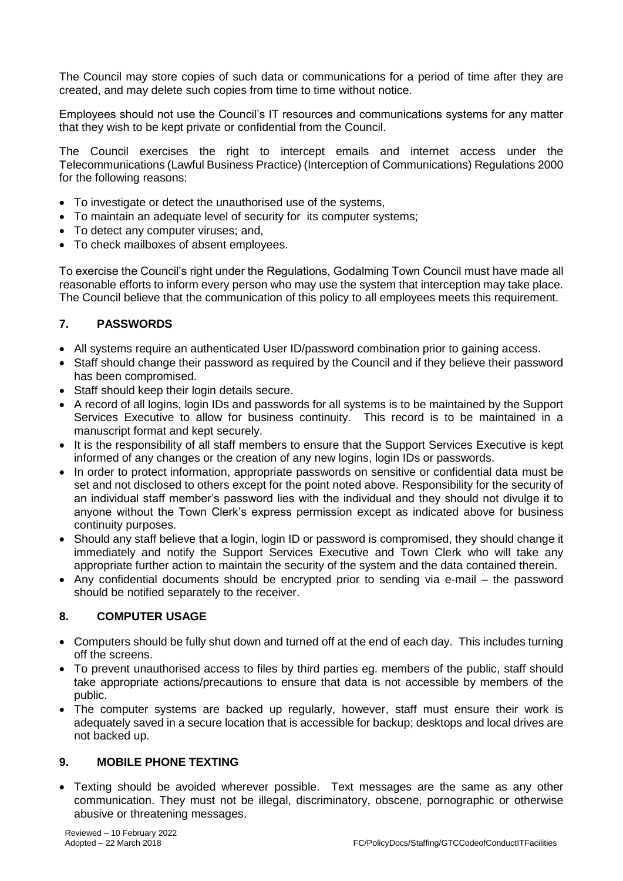The Council may store copies of such data or communications for a period of time after they are created, and may delete such copies from time to time without notice.

Employees should not use the Council's IT resources and communications systems for any matter that they wish to be kept private or confidential from the Council.

The Council exercises the right to intercept emails and internet access under the Telecommunications (Lawful Business Practice) (Interception of Communications) Regulations 2000 for the following reasons:

- To investigate or detect the unauthorised use of the systems,
- To maintain an adequate level of security for its computer systems;
- To detect any computer viruses; and,
- To check mailboxes of absent employees.

To exercise the Council's right under the Regulations, Godalming Town Council must have made all reasonable efforts to inform every person who may use the system that interception may take place. The Council believe that the communication of this policy to all employees meets this requirement.

## 7. PASSWORDS

- All systems require an authenticated User ID/password combination prior to gaining access.
- Staff should change their password as required by the Council and if they believe their password has been compromised.
- Staff should keep their login details secure.
- A record of all logins, login IDs and passwords for all systems is to be maintained by the Support Services Executive to allow for business continuity. This record is to be maintained in a manuscript format and kept securely.
- It is the responsibility of all staff members to ensure that the Support Services Executive is kept informed of any changes or the creation of any new logins, login IDs or passwords.
- In order to protect information, appropriate passwords on sensitive or confidential data must be set and not disclosed to others except for the point noted above. Responsibility for the security of an individual staff member's password lies with the individual and they should not divulge it to anyone without the Town Clerk's express permission except as indicated above for business continuity purposes.
- Should any staff believe that a login, login ID or password is compromised, they should change it immediately and notify the Support Services Executive and Town Clerk who will take any appropriate further action to maintain the security of the system and the data contained therein.
- Any confidential documents should be encrypted prior to sending via e-mail – the password should be notified separately to the receiver.

## 8. COMPUTER USAGE

- Computers should be fully shut down and turned off at the end of each day. This includes turning off the screens.
- To prevent unauthorised access to files by third parties eg. members of the public, staff should take appropriate actions/precautions to ensure that data is not accessible by members of the public.
- The computer systems are backed up regularly, however, staff must ensure their work is adequately saved in a secure location that is accessible for backup; desktops and local drives are not backed up.

## 9. MOBILE PHONE TEXTING

- Texting should be avoided wherever possible. Text messages are the same as any other communication. They must not be illegal, discriminatory, obscene, pornographic or otherwise abusive or threatening messages.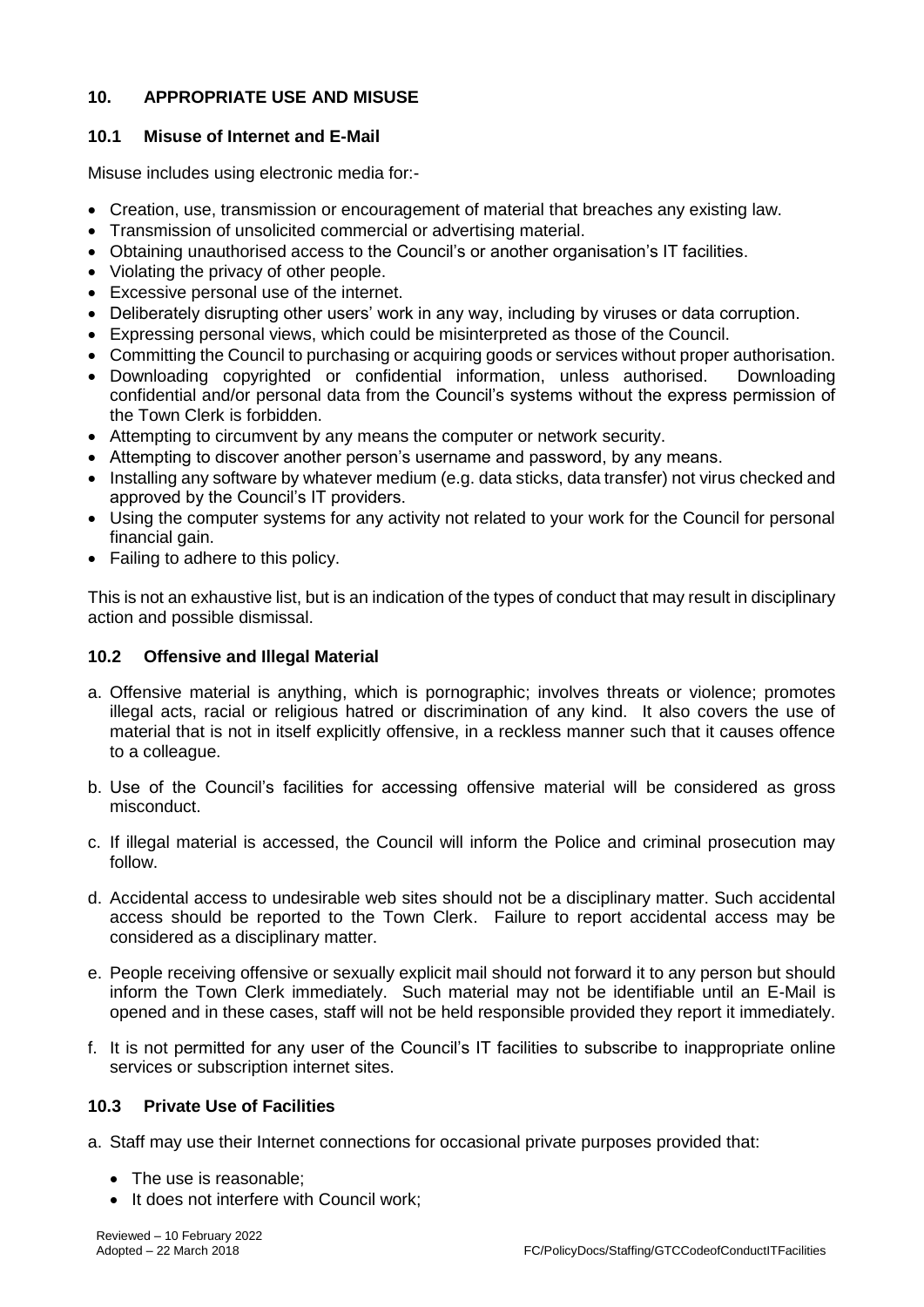## 10. APPROPRIATE USE AND MISUSE

### 10.1 Misuse of Internet and E-Mail

Misuse includes using electronic media for:-

- Creation, use, transmission or encouragement of material that breaches any existing law.
- Transmission of unsolicited commercial or advertising material.
- Obtaining unauthorised access to the Council's or another organisation's IT facilities.
- Violating the privacy of other people.
- Excessive personal use of the internet.
- Deliberately disrupting other users' work in any way, including by viruses or data corruption.
- Expressing personal views, which could be misinterpreted as those of the Council.
- Committing the Council to purchasing or acquiring goods or services without proper authorisation.
- Downloading copyrighted or confidential information, unless authorised. Downloading confidential and/or personal data from the Council's systems without the express permission of the Town Clerk is forbidden.
- Attempting to circumvent by any means the computer or network security.
- Attempting to discover another person's username and password, by any means.
- Installing any software by whatever medium (e.g. data sticks, data transfer) not virus checked and approved by the Council's IT providers.
- Using the computer systems for any activity not related to your work for the Council for personal financial gain.
- Failing to adhere to this policy.

This is not an exhaustive list, but is an indication of the types of conduct that may result in disciplinary action and possible dismissal.

### 10.2 Offensive and Illegal Material

a. Offensive material is anything, which is pornographic; involves threats or violence; promotes illegal acts, racial or religious hatred or discrimination of any kind. It also covers the use of material that is not in itself explicitly offensive, in a reckless manner such that it causes offence to a colleague.

b. Use of the Council's facilities for accessing offensive material will be considered as gross misconduct.

c. If illegal material is accessed, the Council will inform the Police and criminal prosecution may follow.

d. Accidental access to undesirable web sites should not be a disciplinary matter. Such accidental access should be reported to the Town Clerk. Failure to report accidental access may be considered as a disciplinary matter.

e. People receiving offensive or sexually explicit mail should not forward it to any person but should inform the Town Clerk immediately. Such material may not be identifiable until an E-Mail is opened and in these cases, staff will not be held responsible provided they report it immediately.

f. It is not permitted for any user of the Council's IT facilities to subscribe to inappropriate online services or subscription internet sites.

### 10.3 Private Use of Facilities

a. Staff may use their Internet connections for occasional private purposes provided that:

- The use is reasonable;
- It does not interfere with Council work;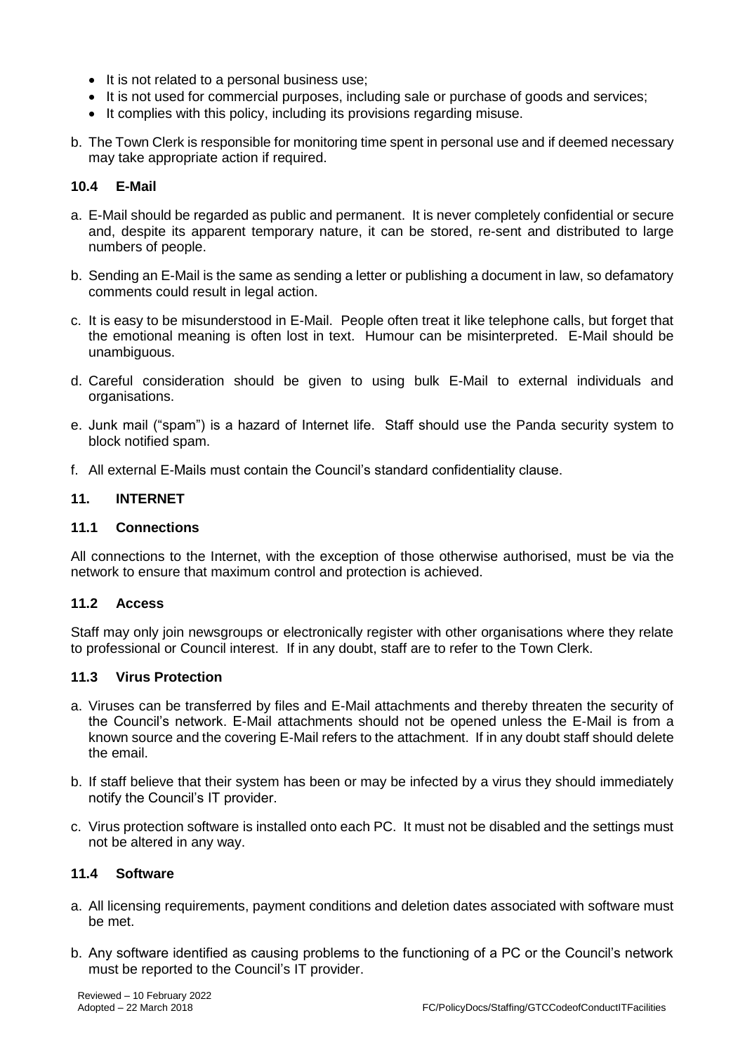- It is not related to a personal business use;
- It is not used for commercial purposes, including sale or purchase of goods and services;
- It complies with this policy, including its provisions regarding misuse.

b. The Town Clerk is responsible for monitoring time spent in personal use and if deemed necessary may take appropriate action if required.

### 10.4 E-Mail

a. E-Mail should be regarded as public and permanent. It is never completely confidential or secure and, despite its apparent temporary nature, it can be stored, re-sent and distributed to large numbers of people.

b. Sending an E-Mail is the same as sending a letter or publishing a document in law, so defamatory comments could result in legal action.

c. It is easy to be misunderstood in E-Mail. People often treat it like telephone calls, but forget that the emotional meaning is often lost in text. Humour can be misinterpreted. E-Mail should be unambiguous.

d. Careful consideration should be given to using bulk E-Mail to external individuals and organisations.

e. Junk mail ("spam") is a hazard of Internet life. Staff should use the Panda security system to block notified spam.

f. All external E-Mails must contain the Council's standard confidentiality clause.

## 11. INTERNET

### 11.1 Connections

All connections to the Internet, with the exception of those otherwise authorised, must be via the network to ensure that maximum control and protection is achieved.

### 11.2 Access

Staff may only join newsgroups or electronically register with other organisations where they relate to professional or Council interest. If in any doubt, staff are to refer to the Town Clerk.

### 11.3 Virus Protection

a. Viruses can be transferred by files and E-Mail attachments and thereby threaten the security of the Council's network. E-Mail attachments should not be opened unless the E-Mail is from a known source and the covering E-Mail refers to the attachment. If in any doubt staff should delete the email.

b. If staff believe that their system has been or may be infected by a virus they should immediately notify the Council's IT provider.

c. Virus protection software is installed onto each PC. It must not be disabled and the settings must not be altered in any way.

### 11.4 Software

a. All licensing requirements, payment conditions and deletion dates associated with software must be met.

b. Any software identified as causing problems to the functioning of a PC or the Council's network must be reported to the Council's IT provider.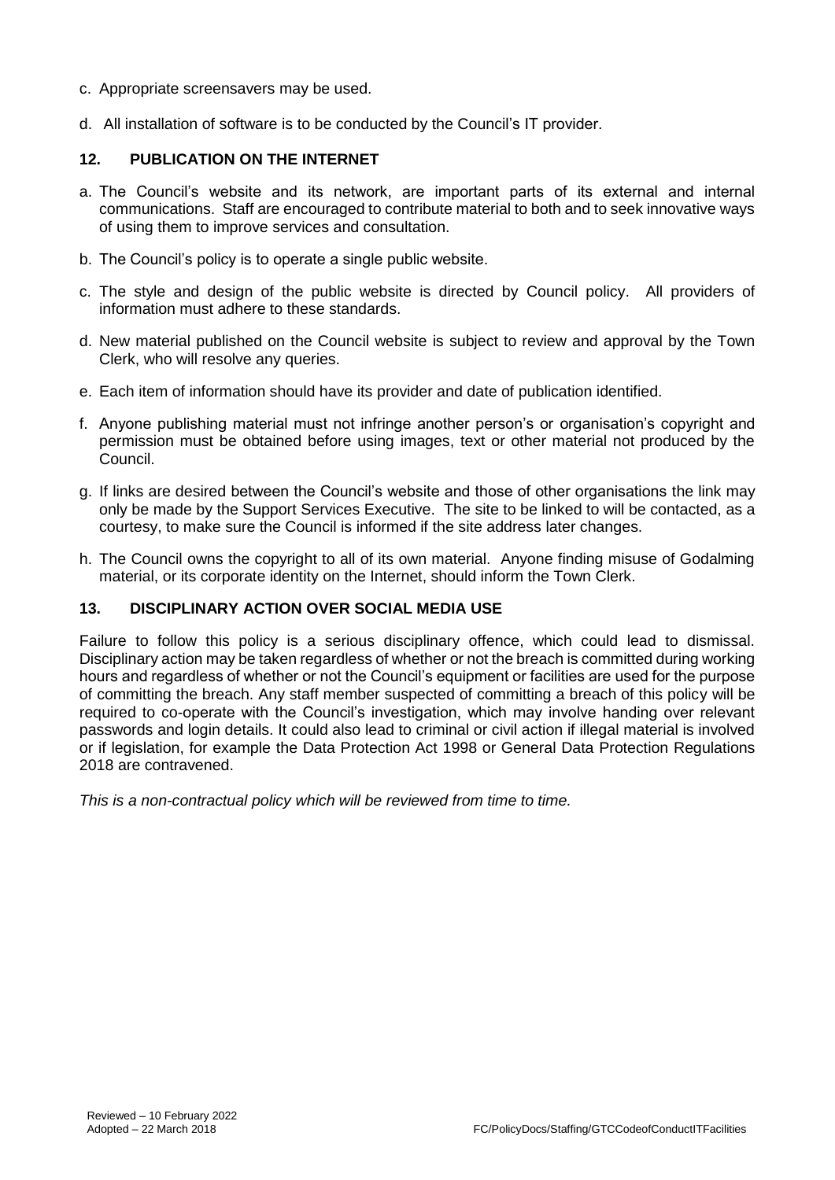c. Appropriate screensavers may be used.

d. All installation of software is to be conducted by the Council's IT provider.

## 12. PUBLICATION ON THE INTERNET

a. The Council's website and its network, are important parts of its external and internal communications. Staff are encouraged to contribute material to both and to seek innovative ways of using them to improve services and consultation.

b. The Council's policy is to operate a single public website.

c. The style and design of the public website is directed by Council policy. All providers of information must adhere to these standards.

d. New material published on the Council website is subject to review and approval by the Town Clerk, who will resolve any queries.

e. Each item of information should have its provider and date of publication identified.

f. Anyone publishing material must not infringe another person's or organisation's copyright and permission must be obtained before using images, text or other material not produced by the Council.

g. If links are desired between the Council's website and those of other organisations the link may only be made by the Support Services Executive. The site to be linked to will be contacted, as a courtesy, to make sure the Council is informed if the site address later changes.

h. The Council owns the copyright to all of its own material. Anyone finding misuse of Godalming material, or its corporate identity on the Internet, should inform the Town Clerk.

## 13. DISCIPLINARY ACTION OVER SOCIAL MEDIA USE

Failure to follow this policy is a serious disciplinary offence, which could lead to dismissal. Disciplinary action may be taken regardless of whether or not the breach is committed during working hours and regardless of whether or not the Council's equipment or facilities are used for the purpose of committing the breach. Any staff member suspected of committing a breach of this policy will be required to co-operate with the Council's investigation, which may involve handing over relevant passwords and login details. It could also lead to criminal or civil action if illegal material is involved or if legislation, for example the Data Protection Act 1998 or General Data Protection Regulations 2018 are contravened.

*This is a non-contractual policy which will be reviewed from time to time.*